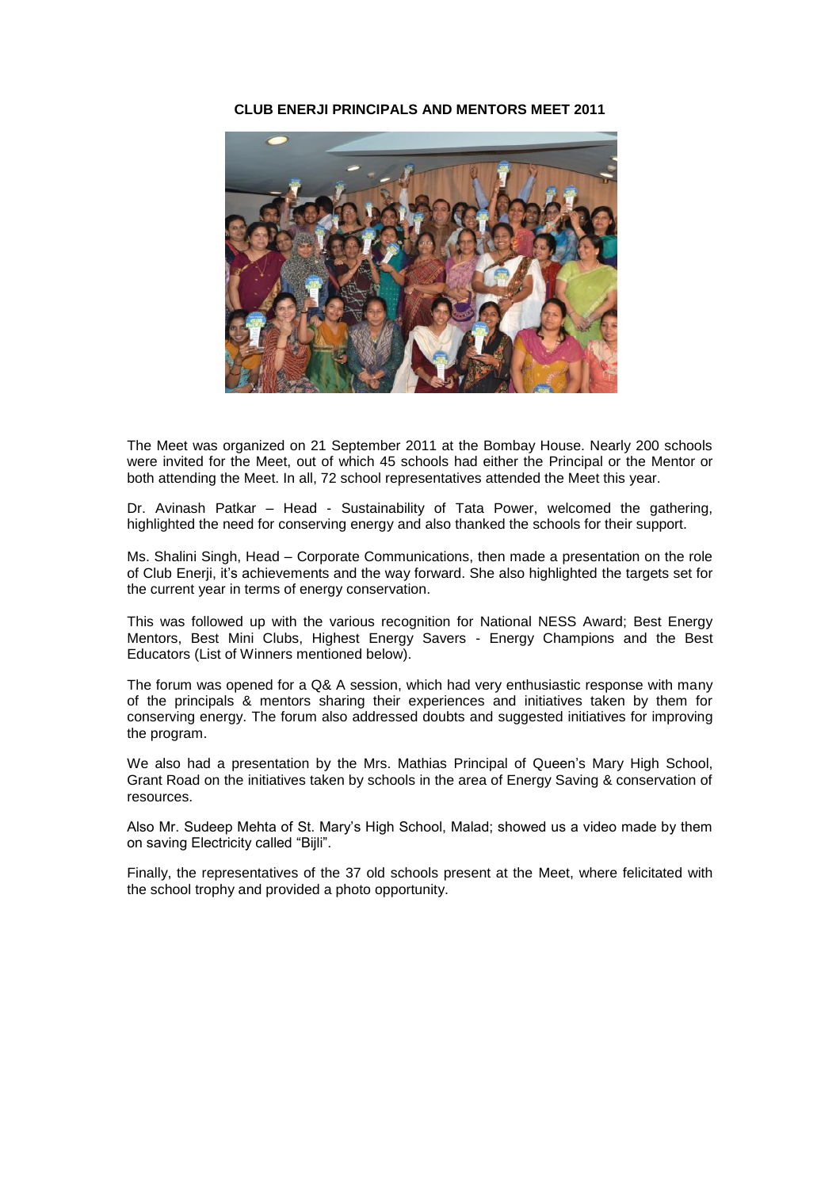**CLUB ENERJI PRINCIPALS AND MENTORS MEET 2011**

The Meet was organized on 21 September 2011 at the Bombay House. Nearly 200 schools were invited for the Meet, out of which 45 schools had either the Principal or the Mentor or both attending the Meet. In all, 72 school representatives attended the Meet this year.

Dr. Avinash Patkar – Head - Sustainability of Tata Power, welcomed the gathering, highlighted the need for conserving energy and also thanked the schools for their support.

Ms. Shalini Singh, Head – Corporate Communications, then made a presentation on the role of Club Enerji, it's achievements and the way forward. She also highlighted the targets set for the current year in terms of energy conservation.

This was followed up with the various recognition for National NESS Award; Best Energy Mentors, Best Mini Clubs, Highest Energy Savers - Energy Champions and the Best Educators (List of Winners mentioned below).

The forum was opened for a Q& A session, which had very enthusiastic response with many of the principals & mentors sharing their experiences and initiatives taken by them for conserving energy. The forum also addressed doubts and suggested initiatives for improving the program.

We also had a presentation by the Mrs. Mathias Principal of Queen's Mary High School, Grant Road on the initiatives taken by schools in the area of Energy Saving & conservation of resources.

Also Mr. Sudeep Mehta of St. Mary's High School, Malad; showed us a video made by them on saving Electricity called "Bijli".

Finally, the representatives of the 37 old schools present at the Meet, where felicitated with the school trophy and provided a photo opportunity.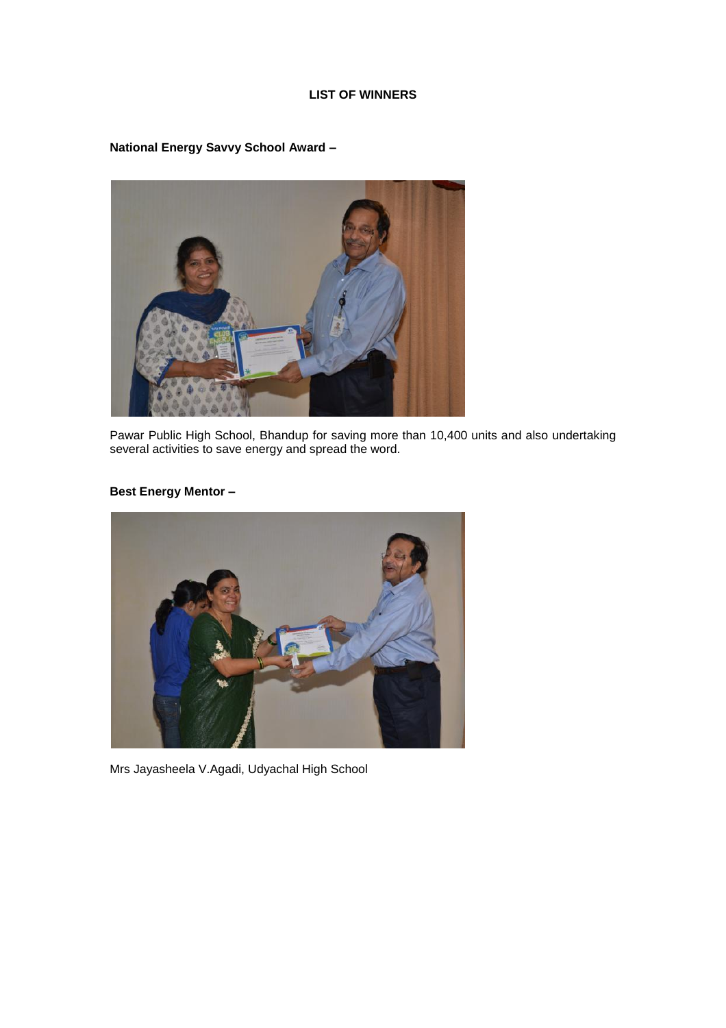## LIST OF WINNERS

**National Energy Savvy School Award –**

Pawar Public High School, Bhandup for saving more than 10,400 units and also undertaking several activities to save energy and spread the word.

**Best Energy Mentor –**

Mrs Jayasheela V.Agadi, Udyachal High School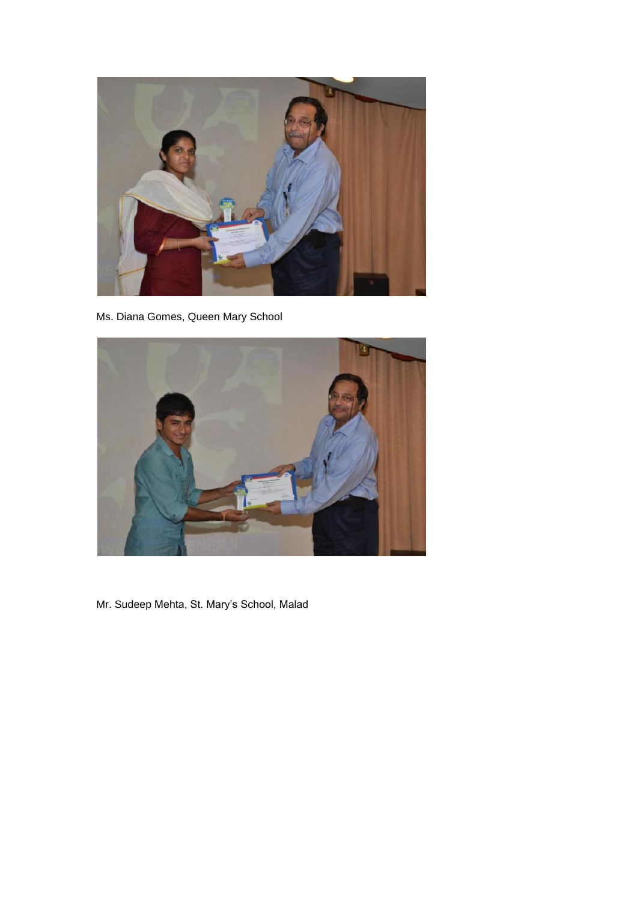Ms. Diana Gomes, Queen Mary School

Mr. Sudeep Mehta, St. Mary's School, Malad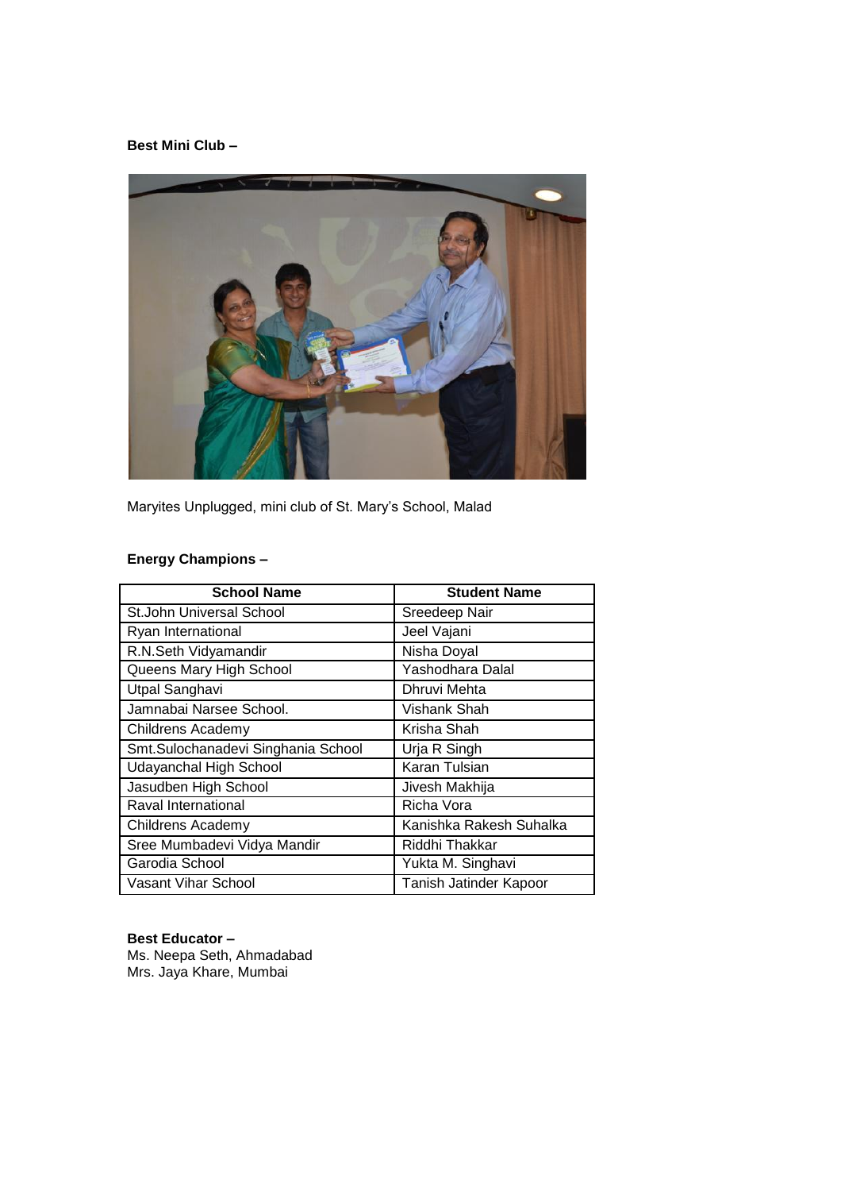**Best Mini Club –**

Maryites Unplugged, mini club of St. Mary's School, Malad

**Energy Champions –**

| School Name | Student Name |
|---|---|
| St.John Universal School | Sreedeep Nair |
| Ryan International | Jeel Vajani |
| R.N.Seth Vidyamandir | Nisha Doyal |
| Queens Mary High School | Yashodhara Dalal |
| Utpal Sanghavi | Dhruvi Mehta |
| Jamnabai Narsee School. | Vishank Shah |
| Childrens Academy | Krisha Shah |
| Smt.Sulochanadevi Singhania School | Urja R Singh |
| Udayanchal High School | Karan Tulsian |
| Jasudben High School | Jivesh Makhija |
| Raval International | Richa Vora |
| Childrens Academy | Kanishka Rakesh Suhalka |
| Sree Mumbadevi Vidya Mandir | Riddhi Thakkar |
| Garodia School | Yukta M. Singhavi |
| Vasant Vihar School | Tanish Jatinder Kapoor |

**Best Educator –**
Ms. Neepa Seth, Ahmadabad
Mrs. Jaya Khare, Mumbai